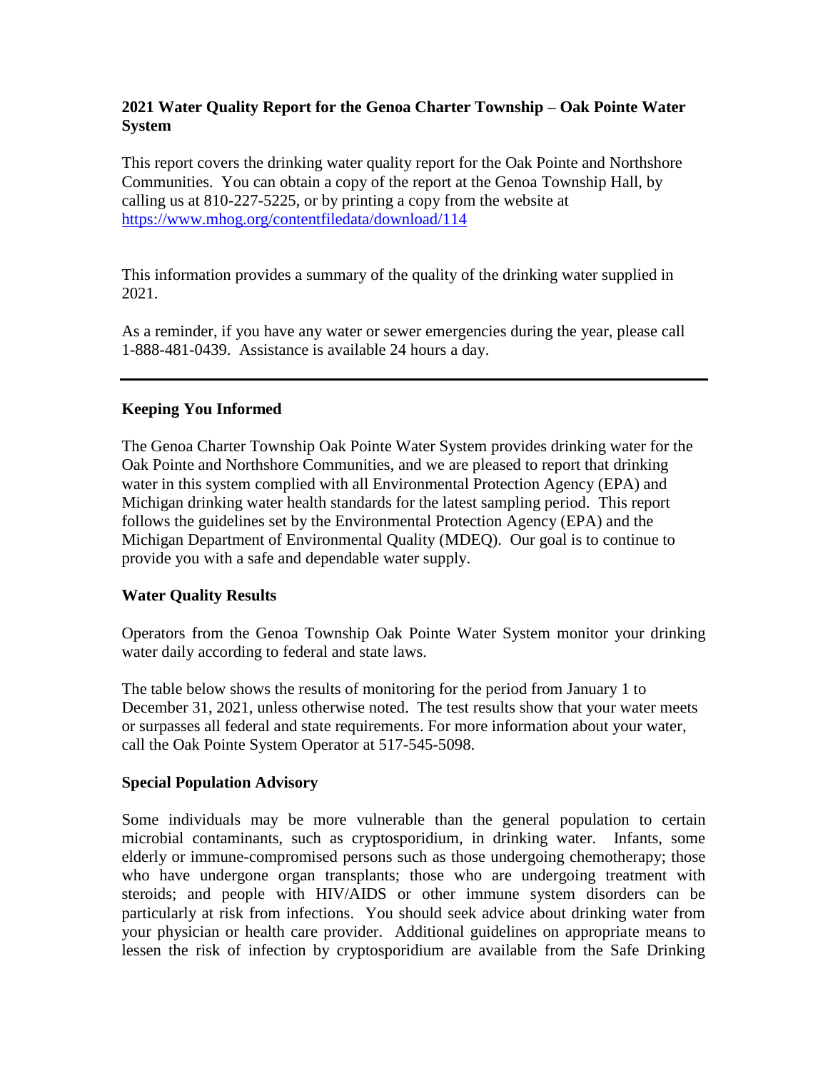# 2021 Water Quality Report for the Genoa Charter Township – Oak Pointe Water System

This report covers the drinking water quality report for the Oak Pointe and Northshore Communities. You can obtain a copy of the report at the Genoa Township Hall, by calling us at 810-227-5225, or by printing a copy from the website at https://www.mhog.org/contentfiledata/download/114

This information provides a summary of the quality of the drinking water supplied in 2021.

As a reminder, if you have any water or sewer emergencies during the year, please call 1-888-481-0439. Assistance is available 24 hours a day.

---

## Keeping You Informed

The Genoa Charter Township Oak Pointe Water System provides drinking water for the Oak Pointe and Northshore Communities, and we are pleased to report that drinking water in this system complied with all Environmental Protection Agency (EPA) and Michigan drinking water health standards for the latest sampling period. This report follows the guidelines set by the Environmental Protection Agency (EPA) and the Michigan Department of Environmental Quality (MDEQ). Our goal is to continue to provide you with a safe and dependable water supply.

## Water Quality Results

Operators from the Genoa Township Oak Pointe Water System monitor your drinking water daily according to federal and state laws.

The table below shows the results of monitoring for the period from January 1 to December 31, 2021, unless otherwise noted. The test results show that your water meets or surpasses all federal and state requirements. For more information about your water, call the Oak Pointe System Operator at 517-545-5098.

## Special Population Advisory

Some individuals may be more vulnerable than the general population to certain microbial contaminants, such as cryptosporidium, in drinking water. Infants, some elderly or immune-compromised persons such as those undergoing chemotherapy; those who have undergone organ transplants; those who are undergoing treatment with steroids; and people with HIV/AIDS or other immune system disorders can be particularly at risk from infections. You should seek advice about drinking water from your physician or health care provider. Additional guidelines on appropriate means to lessen the risk of infection by cryptosporidium are available from the Safe Drinking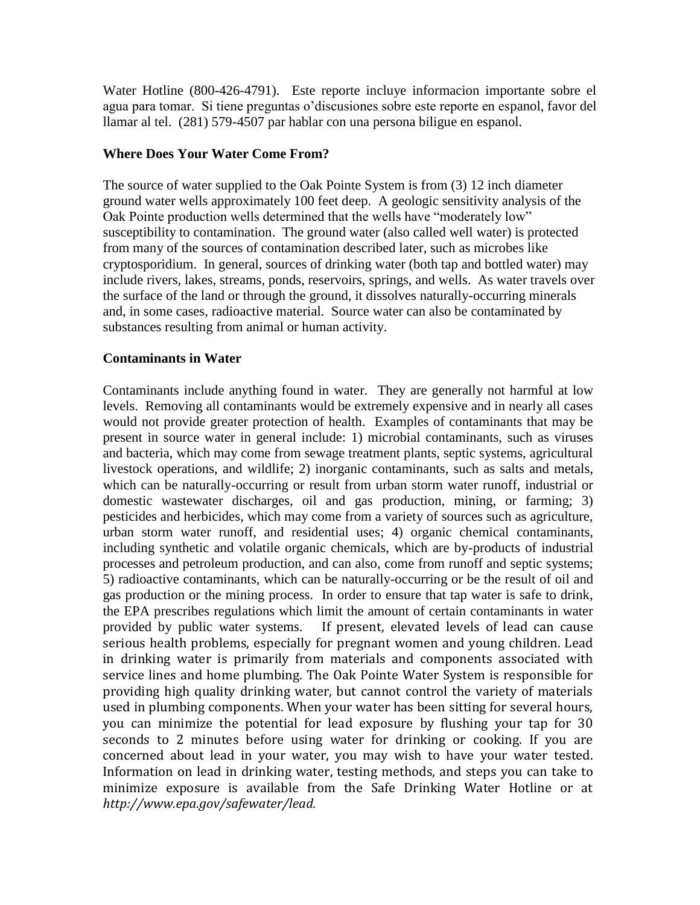Water Hotline (800-426-4791). Este reporte incluye informacion importante sobre el agua para tomar. Si tiene preguntas o'discusiones sobre este reporte en espanol, favor del llamar al tel. (281) 579-4507 par hablar con una persona biligue en espanol.

**Where Does Your Water Come From?**

The source of water supplied to the Oak Pointe System is from (3) 12 inch diameter ground water wells approximately 100 feet deep. A geologic sensitivity analysis of the Oak Pointe production wells determined that the wells have "moderately low" susceptibility to contamination. The ground water (also called well water) is protected from many of the sources of contamination described later, such as microbes like cryptosporidium. In general, sources of drinking water (both tap and bottled water) may include rivers, lakes, streams, ponds, reservoirs, springs, and wells. As water travels over the surface of the land or through the ground, it dissolves naturally-occurring minerals and, in some cases, radioactive material. Source water can also be contaminated by substances resulting from animal or human activity.

**Contaminants in Water**

Contaminants include anything found in water. They are generally not harmful at low levels. Removing all contaminants would be extremely expensive and in nearly all cases would not provide greater protection of health. Examples of contaminants that may be present in source water in general include: 1) microbial contaminants, such as viruses and bacteria, which may come from sewage treatment plants, septic systems, agricultural livestock operations, and wildlife; 2) inorganic contaminants, such as salts and metals, which can be naturally-occurring or result from urban storm water runoff, industrial or domestic wastewater discharges, oil and gas production, mining, or farming; 3) pesticides and herbicides, which may come from a variety of sources such as agriculture, urban storm water runoff, and residential uses; 4) organic chemical contaminants, including synthetic and volatile organic chemicals, which are by-products of industrial processes and petroleum production, and can also, come from runoff and septic systems; 5) radioactive contaminants, which can be naturally-occurring or be the result of oil and gas production or the mining process. In order to ensure that tap water is safe to drink, the EPA prescribes regulations which limit the amount of certain contaminants in water provided by public water systems. If present, elevated levels of lead can cause serious health problems, especially for pregnant women and young children. Lead in drinking water is primarily from materials and components associated with service lines and home plumbing. The Oak Pointe Water System is responsible for providing high quality drinking water, but cannot control the variety of materials used in plumbing components. When your water has been sitting for several hours, you can minimize the potential for lead exposure by flushing your tap for 30 seconds to 2 minutes before using water for drinking or cooking. If you are concerned about lead in your water, you may wish to have your water tested. Information on lead in drinking water, testing methods, and steps you can take to minimize exposure is available from the Safe Drinking Water Hotline or at *http://www.epa.gov/safewater/lead.*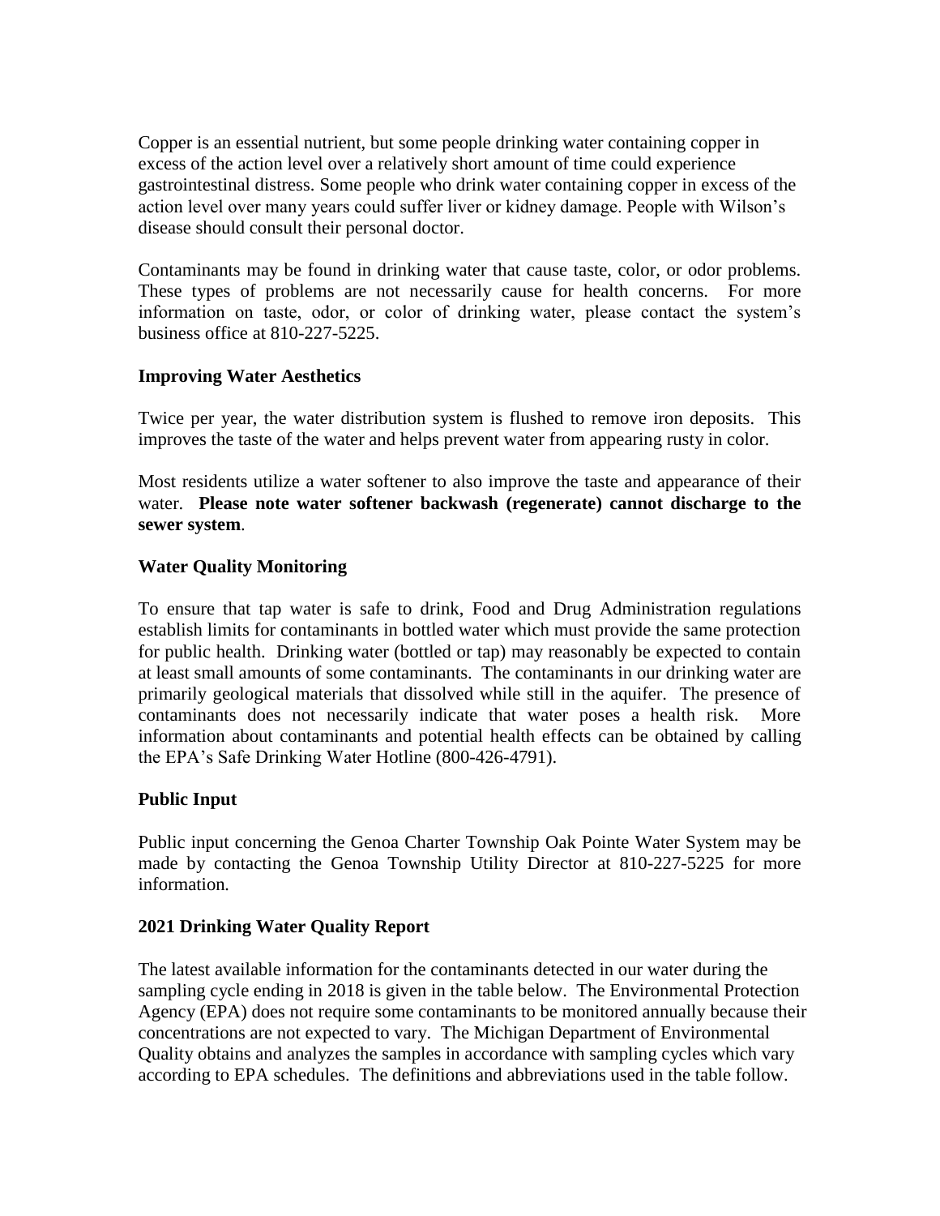Copper is an essential nutrient, but some people drinking water containing copper in excess of the action level over a relatively short amount of time could experience gastrointestinal distress. Some people who drink water containing copper in excess of the action level over many years could suffer liver or kidney damage. People with Wilson's disease should consult their personal doctor.

Contaminants may be found in drinking water that cause taste, color, or odor problems. These types of problems are not necessarily cause for health concerns. For more information on taste, odor, or color of drinking water, please contact the system's business office at 810-227-5225.

### Improving Water Aesthetics

Twice per year, the water distribution system is flushed to remove iron deposits. This improves the taste of the water and helps prevent water from appearing rusty in color.

Most residents utilize a water softener to also improve the taste and appearance of their water. **Please note water softener backwash (regenerate) cannot discharge to the sewer system**.

### Water Quality Monitoring

To ensure that tap water is safe to drink, Food and Drug Administration regulations establish limits for contaminants in bottled water which must provide the same protection for public health. Drinking water (bottled or tap) may reasonably be expected to contain at least small amounts of some contaminants. The contaminants in our drinking water are primarily geological materials that dissolved while still in the aquifer. The presence of contaminants does not necessarily indicate that water poses a health risk. More information about contaminants and potential health effects can be obtained by calling the EPA's Safe Drinking Water Hotline (800-426-4791).

### Public Input

Public input concerning the Genoa Charter Township Oak Pointe Water System may be made by contacting the Genoa Township Utility Director at 810-227-5225 for more information.

### 2021 Drinking Water Quality Report

The latest available information for the contaminants detected in our water during the sampling cycle ending in 2018 is given in the table below. The Environmental Protection Agency (EPA) does not require some contaminants to be monitored annually because their concentrations are not expected to vary. The Michigan Department of Environmental Quality obtains and analyzes the samples in accordance with sampling cycles which vary according to EPA schedules. The definitions and abbreviations used in the table follow.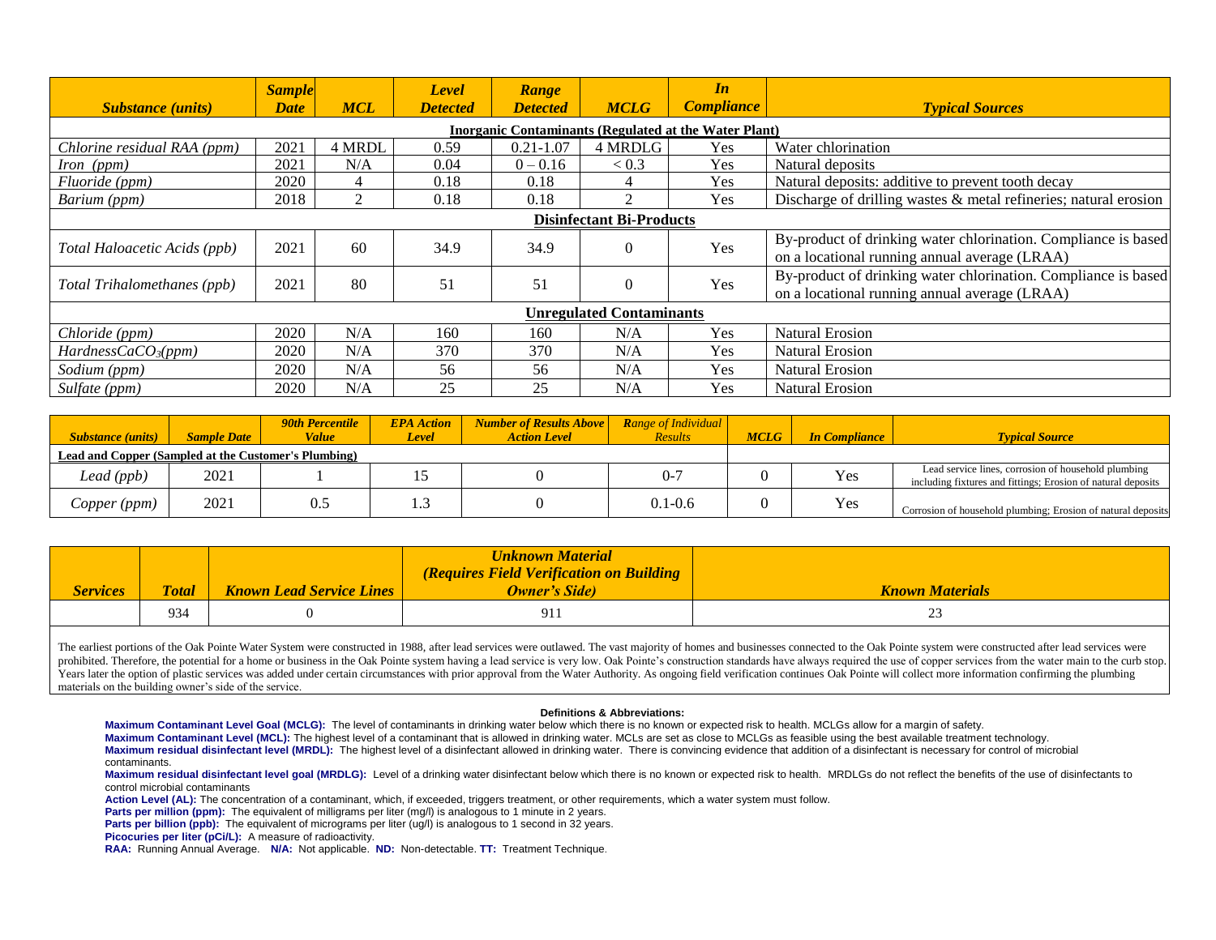| *Substance (units)* | *Sample Date* | *MCL* | *Level Detected* | *Range Detected* | *MCLG* | *In Compliance* | *Typical Sources* |
|---|---|---|---|---|---|---|---|
| **Inorganic Contaminants (Regulated at the Water Plant)** | | | | | | | |
| *Chlorine residual RAA (ppm)* | 2021 | 4 MRDL | 0.59 | 0.21-1.07 | 4 MRDLG | Yes | Water chlorination |
| *Iron (ppm)* | 2021 | N/A | 0.04 | 0 – 0.16 | < 0.3 | Yes | Natural deposits |
| *Fluoride (ppm)* | 2020 | 4 | 0.18 | 0.18 | 4 | Yes | Natural deposits: additive to prevent tooth decay |
| *Barium (ppm)* | 2018 | 2 | 0.18 | 0.18 | 2 | Yes | Discharge of drilling wastes & metal refineries; natural erosion |
| **Disinfectant Bi-Products** | | | | | | | |
| *Total Haloacetic Acids (ppb)* | 2021 | 60 | 34.9 | 34.9 | 0 | Yes | By-product of drinking water chlorination. Compliance is based on a locational running annual average (LRAA) |
| *Total Trihalomethanes (ppb)* | 2021 | 80 | 51 | 51 | 0 | Yes | By-product of drinking water chlorination. Compliance is based on a locational running annual average (LRAA) |
| **Unregulated Contaminants** | | | | | | | |
| *Chloride (ppm)* | 2020 | N/A | 160 | 160 | N/A | Yes | Natural Erosion |
| *Hardness$CaCO_3$(ppm)* | 2020 | N/A | 370 | 370 | N/A | Yes | Natural Erosion |
| *Sodium (ppm)* | 2020 | N/A | 56 | 56 | N/A | Yes | Natural Erosion |
| *Sulfate (ppm)* | 2020 | N/A | 25 | 25 | N/A | Yes | Natural Erosion |

| *Substance (units)* | *Sample Date* | *90th Percentile Value* | *EPA Action Level* | *Number of Results Above Action Level* | *Range of Individual Results* | *MCLG* | *In Compliance* | *Typical Source* |
|---|---|---|---|---|---|---|---|---|
| **Lead and Copper (Sampled at the Customer's Plumbing)** | | | | | | | | |
| *Lead (ppb)* | 2021 | 1 | 15 | 0 | 0-7 | 0 | Yes | Lead service lines, corrosion of household plumbing including fixtures and fittings; Erosion of natural deposits |
| *Copper (ppm)* | 2021 | 0.5 | 1.3 | 0 | 0.1-0.6 | 0 | Yes | Corrosion of household plumbing; Erosion of natural deposits |

| *Services* | *Total* | *Known Lead Service Lines* | *Unknown Material (Requires Field Verification on Building Owner's Side)* | *Known Materials* |
|---|---|---|---|---|
| | 934 | 0 | 911 | 23 |

The earliest portions of the Oak Pointe Water System were constructed in 1988, after lead services were outlawed. The vast majority of homes and businesses connected to the Oak Pointe system were constructed after lead services were prohibited. Therefore, the potential for a home or business in the Oak Pointe system having a lead service is very low. Oak Pointe's construction standards have always required the use of copper services from the water main to the curb stop. Years later the option of plastic services was added under certain circumstances with prior approval from the Water Authority. As ongoing field verification continues Oak Pointe will collect more information confirming the plumbing materials on the building owner's side of the service.

**Definitions & Abbreviations:**

**Maximum Contaminant Level Goal (MCLG):** The level of contaminants in drinking water below which there is no known or expected risk to health. MCLGs allow for a margin of safety.

**Maximum Contaminant Level (MCL):** The highest level of a contaminant that is allowed in drinking water. MCLs are set as close to MCLGs as feasible using the best available treatment technology.

**Maximum residual disinfectant level (MRDL):** The highest level of a disinfectant allowed in drinking water. There is convincing evidence that addition of a disinfectant is necessary for control of microbial contaminants.

**Maximum residual disinfectant level goal (MRDLG):** Level of a drinking water disinfectant below which there is no known or expected risk to health. MRDLGs do not reflect the benefits of the use of disinfectants to control microbial contaminants

**Action Level (AL):** The concentration of a contaminant, which, if exceeded, triggers treatment, or other requirements, which a water system must follow.

**Parts per million (ppm):** The equivalent of milligrams per liter (mg/l) is analogous to 1 minute in 2 years.

**Parts per billion (ppb):** The equivalent of micrograms per liter (ug/l) is analogous to 1 second in 32 years.

**Picocuries per liter (pCi/L):** A measure of radioactivity.

**RAA:** Running Annual Average. **N/A:** Not applicable. **ND:** Non-detectable. **TT:** Treatment Technique.